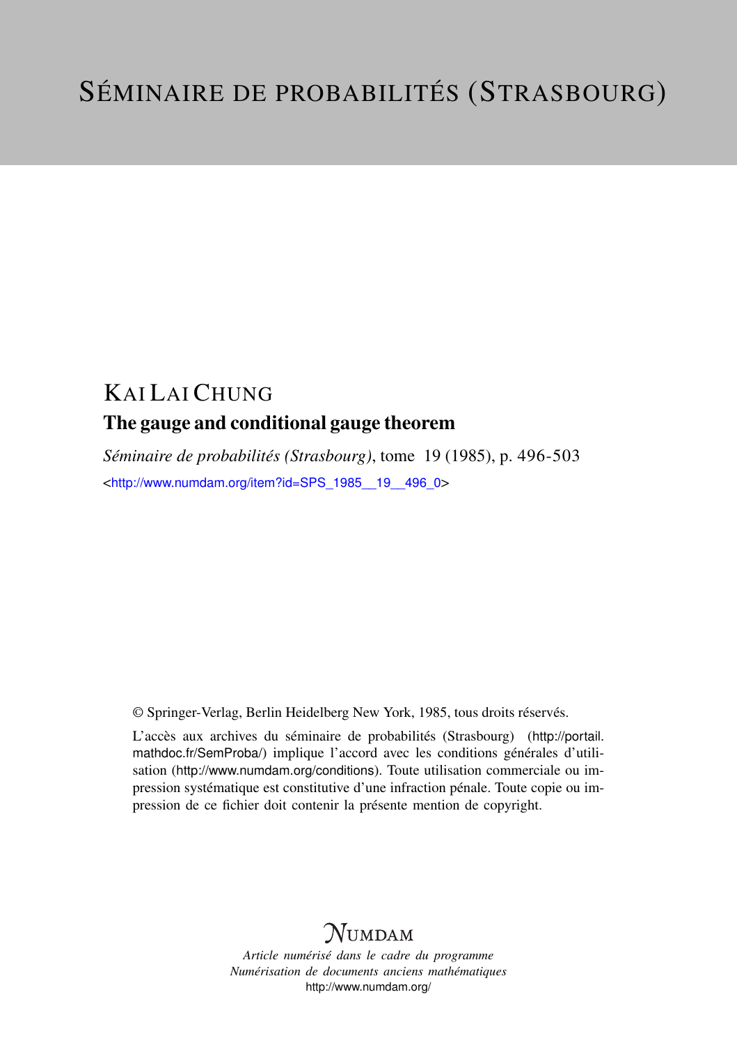# SÉMINAIRE DE PROBABILITÉS (STRASBOURG)

## KAI LAI CHUNG

### The gauge and conditional gauge theorem

*Séminaire de probabilités (Strasbourg)*, tome 19 (1985), p. 496-503

<http://www.numdam.org/item?id=SPS_1985__19__496_0>

© Springer-Verlag, Berlin Heidelberg New York, 1985, tous droits réservés.

L'accès aux archives du séminaire de probabilités (Strasbourg) (http://portail.mathdoc.fr/SemProba/) implique l'accord avec les conditions générales d'utilisation (http://www.numdam.org/conditions). Toute utilisation commerciale ou impression systématique est constitutive d'une infraction pénale. Toute copie ou impression de ce fichier doit contenir la présente mention de copyright.

NUMDAM

*Article numérisé dans le cadre du programme*
*Numérisation de documents anciens mathématiques*
http://www.numdam.org/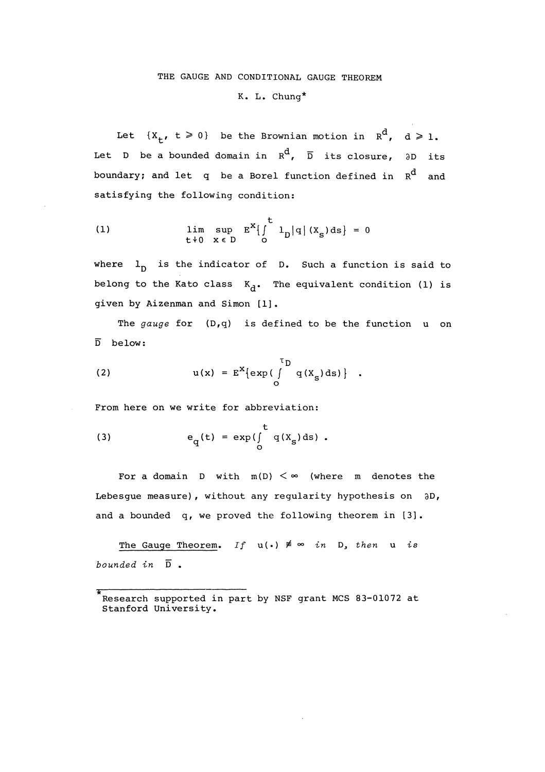# THE GAUGE AND CONDITIONAL GAUGE THEOREM

K. L. Chung*

Let $\{X_t, t \geq 0\}$ be the Brownian motion in $R^d$, $d \geq 1$. Let $D$ be a bounded domain in $R^d$, $\overline{D}$ its closure, $\partial D$ its boundary; and let $q$ be a Borel function defined in $R^d$ and satisfying the following condition:

$$\lim_{t \downarrow 0} \sup_{x \in D} E^x\{\int_0^t 1_D |q|(X_s)ds\} = 0 \tag{1}$$

where $1_D$ is the indicator of $D$. Such a function is said to belong to the Kato class $K_d$. The equivalent condition (1) is given by Aizenman and Simon [1].

The *gauge* for $(D,q)$ is defined to be the function $u$ on $\overline{D}$ below:

$$u(x) = E^x\{\exp(\int_0^{\tau_D} q(X_s)ds)\} \quad . \tag{2}$$

From here on we write for abbreviation:

$$e_q(t) = \exp(\int_0^t q(X_s)ds) \; . \tag{3}$$

For a domain $D$ with $m(D) < \infty$ (where $m$ denotes the Lebesgue measure), without any regularity hypothesis on $\partial D$, and a bounded $q$, we proved the following theorem in [3].

<u>The Gauge Theorem</u>. *If* $u(\cdot) \not\equiv \infty$ *in* $D$, *then* $u$ *is bounded in* $\overline{D}$ .

*Research supported in part by NSF grant MCS 83-01072 at Stanford University.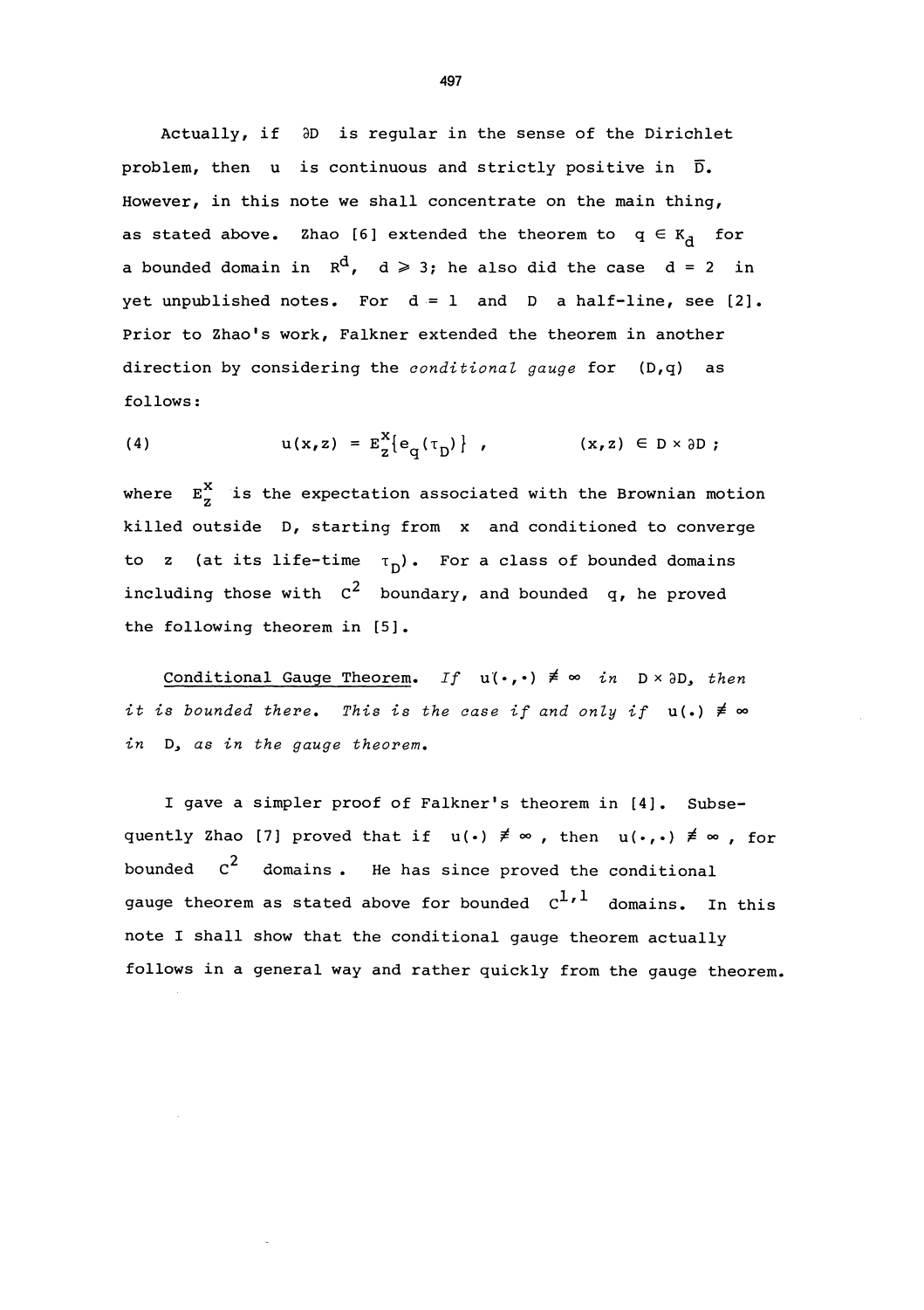Actually, if $\partial D$ is regular in the sense of the Dirichlet problem, then $u$ is continuous and strictly positive in $\overline{D}$. However, in this note we shall concentrate on the main thing, as stated above. Zhao [6] extended the theorem to $q \in K_d$ for a bounded domain in $R^d$, $d \geq 3$; he also did the case $d = 2$ in yet unpublished notes. For $d = 1$ and $D$ a half-line, see [2]. Prior to Zhao's work, Falkner extended the theorem in another direction by considering the *conditional gauge* for $(D,q)$ as follows:

$$u(x,z) = E_z^x\{e_q(\tau_D)\} , \qquad (x,z) \in D \times \partial D ; \tag{4}$$

where $E_z^x$ is the expectation associated with the Brownian motion killed outside $D$, starting from $x$ and conditioned to converge to $z$ (at its life-time $\tau_D$). For a class of bounded domains including those with $C^2$ boundary, and bounded $q$, he proved the following theorem in [5].

Conditional Gauge Theorem. *If $u(\cdot,\cdot) \not\equiv \infty$ in $D \times \partial D$, then it is bounded there. This is the case if and only if $u(\cdot) \not\equiv \infty$ in $D$, as in the gauge theorem.*

I gave a simpler proof of Falkner's theorem in [4]. Subsequently Zhao [7] proved that if $u(\cdot) \not\equiv \infty$, then $u(\cdot,\cdot) \not\equiv \infty$, for bounded $C^2$ domains. He has since proved the conditional gauge theorem as stated above for bounded $C^{1,1}$ domains. In this note I shall show that the conditional gauge theorem actually follows in a general way and rather quickly from the gauge theorem.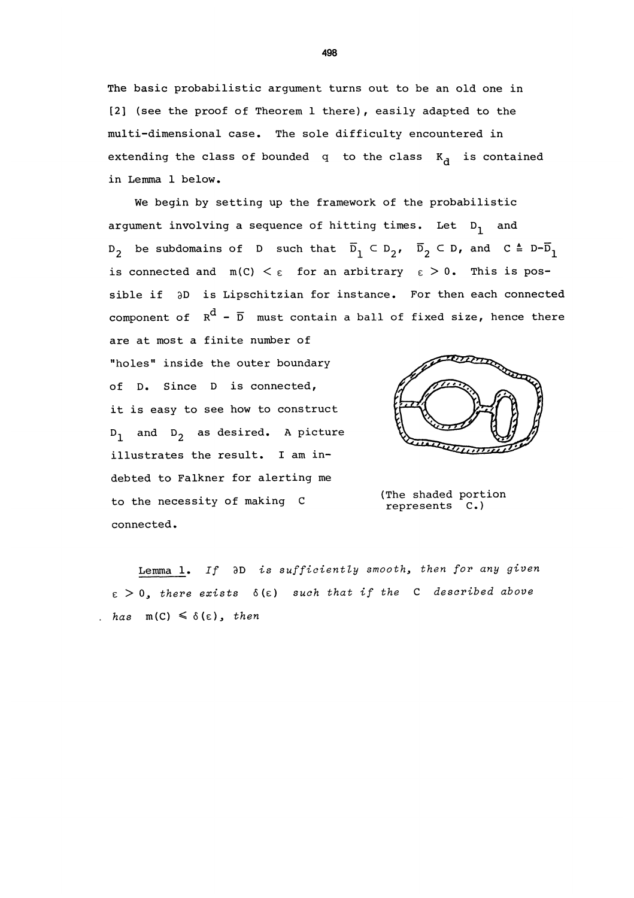The basic probabilistic argument turns out to be an old one in [2] (see the proof of Theorem 1 there), easily adapted to the multi-dimensional case. The sole difficulty encountered in extending the class of bounded $q$ to the class $K_d$ is contained in Lemma 1 below.

We begin by setting up the framework of the probabilistic argument involving a sequence of hitting times. Let $D_1$ and $D_2$ be subdomains of $D$ such that $\bar{D}_1 \subset D_2$, $\bar{D}_2 \subset D$, and $C \triangleq D - \bar{D}_1$ is connected and $m(C) < \varepsilon$ for an arbitrary $\varepsilon > 0$. This is possible if $\partial D$ is Lipschitzian for instance. For then each connected component of $R^d - \bar{D}$ must contain a ball of fixed size, hence there are at most a finite number of "holes" inside the outer boundary of $D$. Since $D$ is connected, it is easy to see how to construct $D_1$ and $D_2$ as desired. A picture illustrates the result. I am indebted to Falkner for alerting me to the necessity of making $C$ connected.

(The shaded portion represents $C$.)

<u>Lemma 1</u>. *If $\partial D$ is sufficiently smooth, then for any given $\varepsilon > 0$, there exists $\delta(\varepsilon)$ such that if the $C$ described above has $m(C) \leq \delta(\varepsilon)$, then*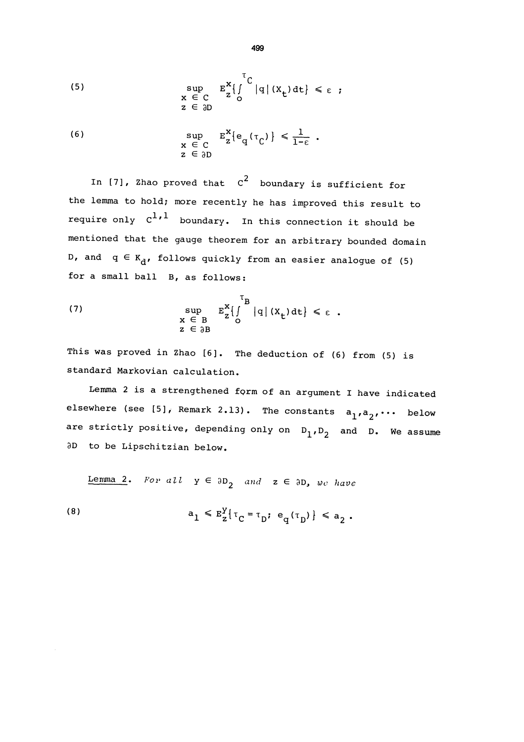$$\sup_{\substack{x \in C \\ z \in \partial D}} E_z^x\left\{\int_0^{\tau_C} |q|(X_t)\,dt\right\} \leqslant \varepsilon \; ; \tag{5}$$

$$\sup_{\substack{x \in C \\ z \in \partial D}} E_z^x\{e_q(\tau_C)\} \leqslant \frac{1}{1-\varepsilon} \; . \tag{6}$$

In [7], Zhao proved that $C^2$ boundary is sufficient for the lemma to hold; more recently he has improved this result to require only $C^{1,1}$ boundary. In this connection it should be mentioned that the gauge theorem for an arbitrary bounded domain $D$, and $q \in K_d$, follows quickly from an easier analogue of (5) for a small ball $B$, as follows:

$$\sup_{\substack{x \in B \\ z \in \partial B}} E_z^x\left\{\int_0^{\tau_B} |q|(X_t)\,dt\right\} \leqslant \varepsilon \; . \tag{7}$$

This was proved in Zhao [6]. The deduction of (6) from (5) is standard Markovian calculation.

Lemma 2 is a strengthened form of an argument I have indicated elsewhere (see [5], Remark 2.13). The constants $a_1, a_2, \cdots$ below are strictly positive, depending only on $D_1, D_2$ and $D$. We assume $\partial D$ to be Lipschitzian below.

<u>Lemma 2</u>. *For all* $y \in \partial D_2$ *and* $z \in \partial D$, *we have*

$$a_1 \leqslant E_z^y\{\tau_C = \tau_D;\; e_q(\tau_D)\} \leqslant a_2 \; . \tag{8}$$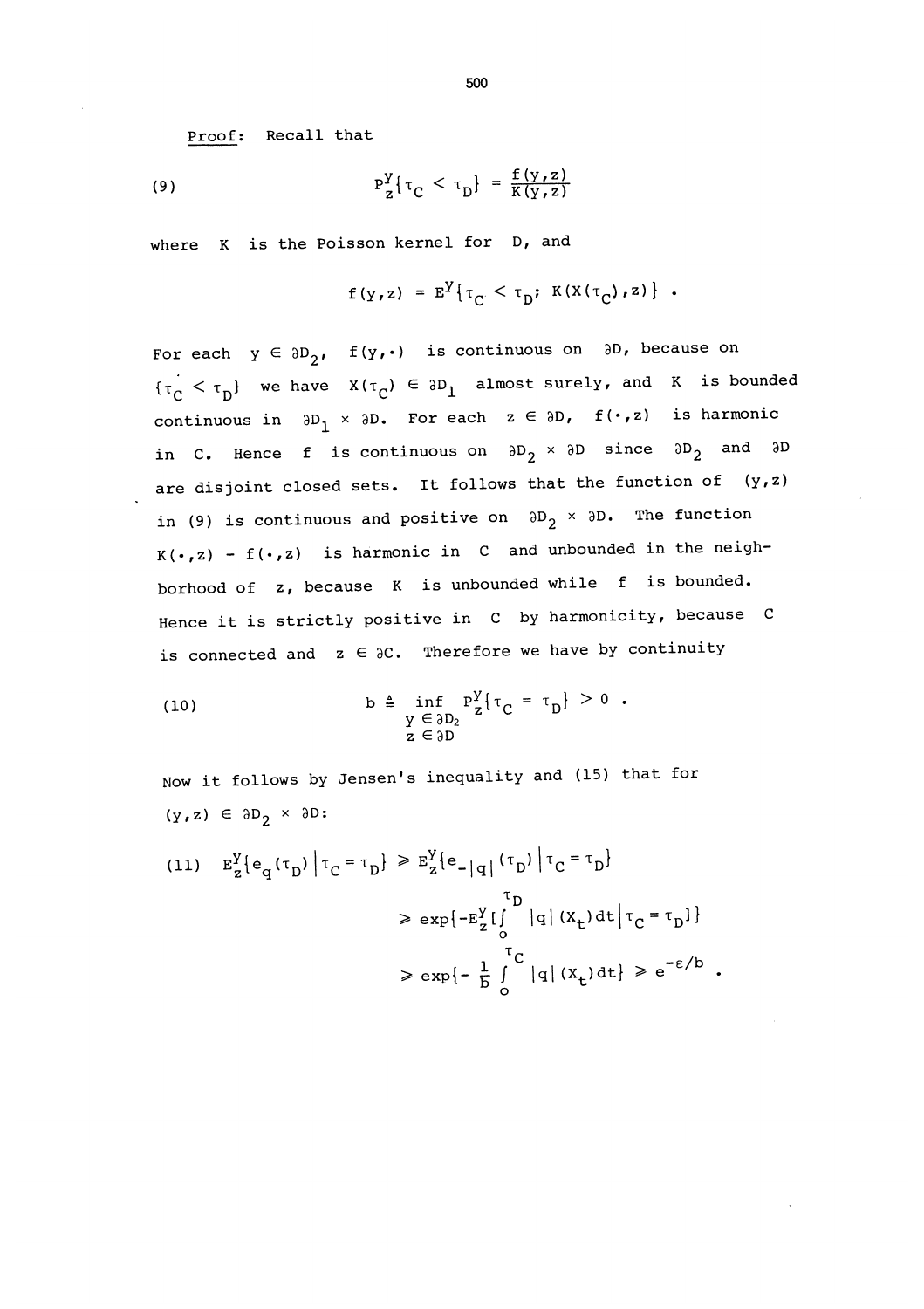*Proof:* Recall that

$$P_z^y\{\tau_C < \tau_D\} = \frac{f(y,z)}{K(y,z)} \tag{9}$$

where $K$ is the Poisson kernel for $D$, and

$$f(y,z) = E^y\{\tau_C < \tau_D;\ K(X(\tau_C),z)\} .$$

For each $y \in \partial D_2$, $f(y,\cdot)$ is continuous on $\partial D$, because on $\{\tau_C < \tau_D\}$ we have $X(\tau_C) \in \partial D_1$ almost surely, and $K$ is bounded continuous in $\partial D_1 \times \partial D$. For each $z \in \partial D$, $f(\cdot,z)$ is harmonic in $C$. Hence $f$ is continuous on $\partial D_2 \times \partial D$ since $\partial D_2$ and $\partial D$ are disjoint closed sets. It follows that the function of $(y,z)$ in (9) is continuous and positive on $\partial D_2 \times \partial D$. The function $K(\cdot,z) - f(\cdot,z)$ is harmonic in $C$ and unbounded in the neighborhood of $z$, because $K$ is unbounded while $f$ is bounded. Hence it is strictly positive in $C$ by harmonicity, because $C$ is connected and $z \in \partial C$. Therefore we have by continuity

$$b \triangleq \inf_{\substack{y \in \partial D_2 \\ z \in \partial D}} P_z^y\{\tau_C = \tau_D\} > 0 . \tag{10}$$

Now it follows by Jensen's inequality and (15) that for $(y,z) \in \partial D_2 \times \partial D$:

$$\begin{aligned}
E_z^y\{e_q(\tau_D)\,|\,\tau_C = \tau_D\} &\geq E_z^y\{e_{-|q|}(\tau_D)\,|\,\tau_C = \tau_D\} \\
&\geq \exp\{-E_z^y[\int_0^{\tau_D} |q|(X_t)dt\,|\,\tau_C = \tau_D]\} \\
&\geq \exp\{-\frac{1}{b}\int_0^{\tau_C} |q|(X_t)dt\} \geq e^{-\varepsilon/b} .
\end{aligned} \tag{11}$$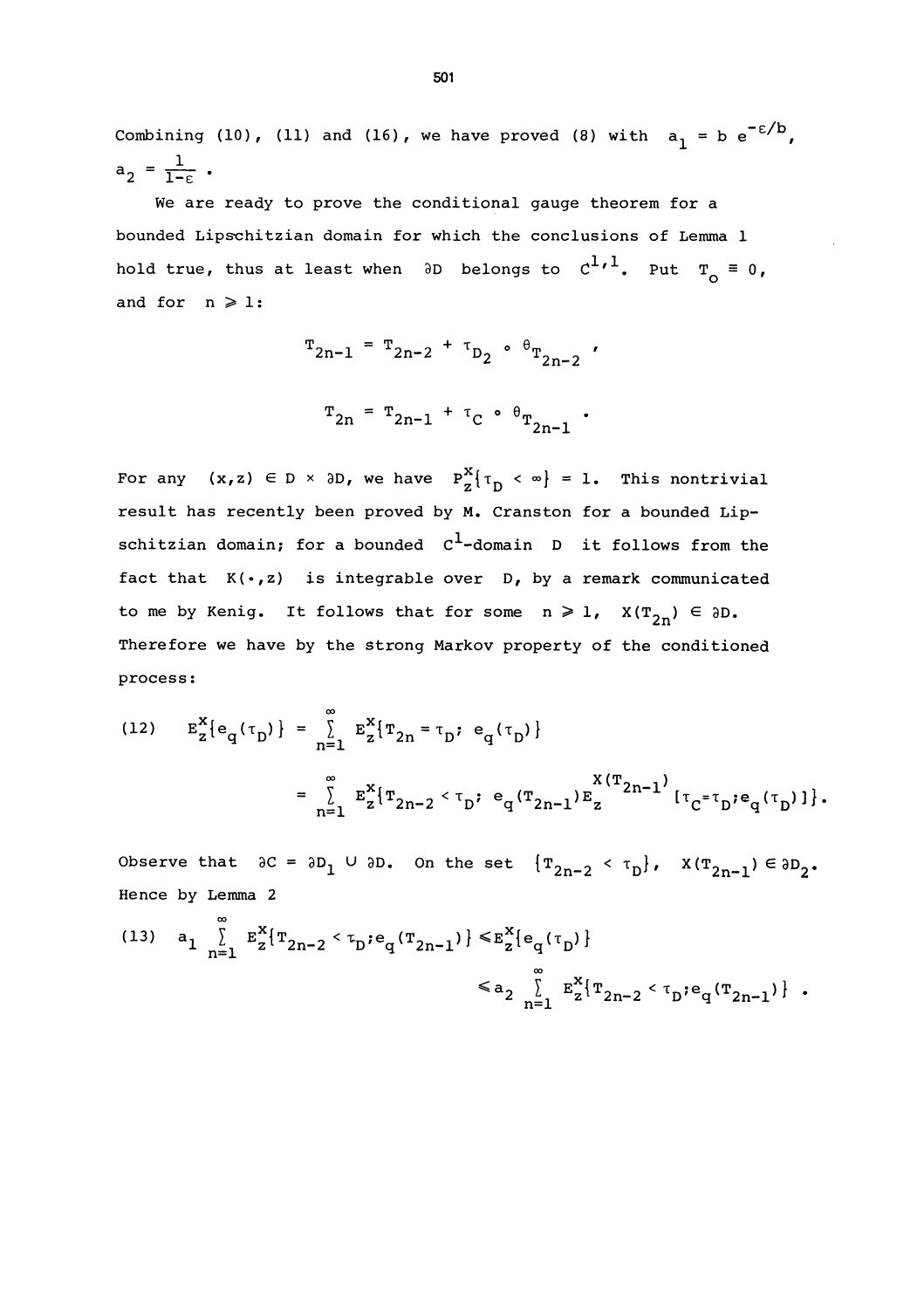Combining (10), (11) and (16), we have proved (8) with $a_1 = b\, e^{-\varepsilon/b}$, $a_2 = \frac{1}{1-\varepsilon}$.

We are ready to prove the conditional gauge theorem for a bounded Lipschitzian domain for which the conclusions of Lemma 1 hold true, thus at least when $\partial D$ belongs to $C^{1,1}$. Put $T_0 \equiv 0$, and for $n \geqslant 1$:

$$T_{2n-1} = T_{2n-2} + \tau_{D_2} \circ \theta_{T_{2n-2}},$$

$$T_{2n} = T_{2n-1} + \tau_C \circ \theta_{T_{2n-1}}.$$

For any $(x,z) \in D \times \partial D$, we have $P_z^x\{\tau_D < \infty\} = 1$. This nontrivial result has recently been proved by M. Cranston for a bounded Lipschitzian domain; for a bounded $C^1$-domain $D$ it follows from the fact that $K(\cdot,z)$ is integrable over $D$, by a remark communicated to me by Kenig. It follows that for some $n \geqslant 1$, $X(T_{2n}) \in \partial D$. Therefore we have by the strong Markov property of the conditioned process:

$$(12) \quad E_z^x\{e_q(\tau_D)\} = \sum_{n=1}^{\infty} E_z^x\{T_{2n} = \tau_D;\ e_q(\tau_D)\}$$

$$= \sum_{n=1}^{\infty} E_z^x\{T_{2n-2} < \tau_D;\ e_q(T_{2n-1}) E_z^{X(T_{2n-1})}[\tau_C = \tau_D; e_q(\tau_D)]\}.$$

Observe that $\partial C = \partial D_1 \cup \partial D$. On the set $\{T_{2n-2} < \tau_D\}$, $X(T_{2n-1}) \in \partial D_2$. Hence by Lemma 2

$$(13) \quad a_1 \sum_{n=1}^{\infty} E_z^x\{T_{2n-2} < \tau_D; e_q(T_{2n-1})\} \leqslant E_z^x\{e_q(\tau_D)\}$$

$$\leqslant a_2 \sum_{n=1}^{\infty} E_z^x\{T_{2n-2} < \tau_D; e_q(T_{2n-1})\}.$$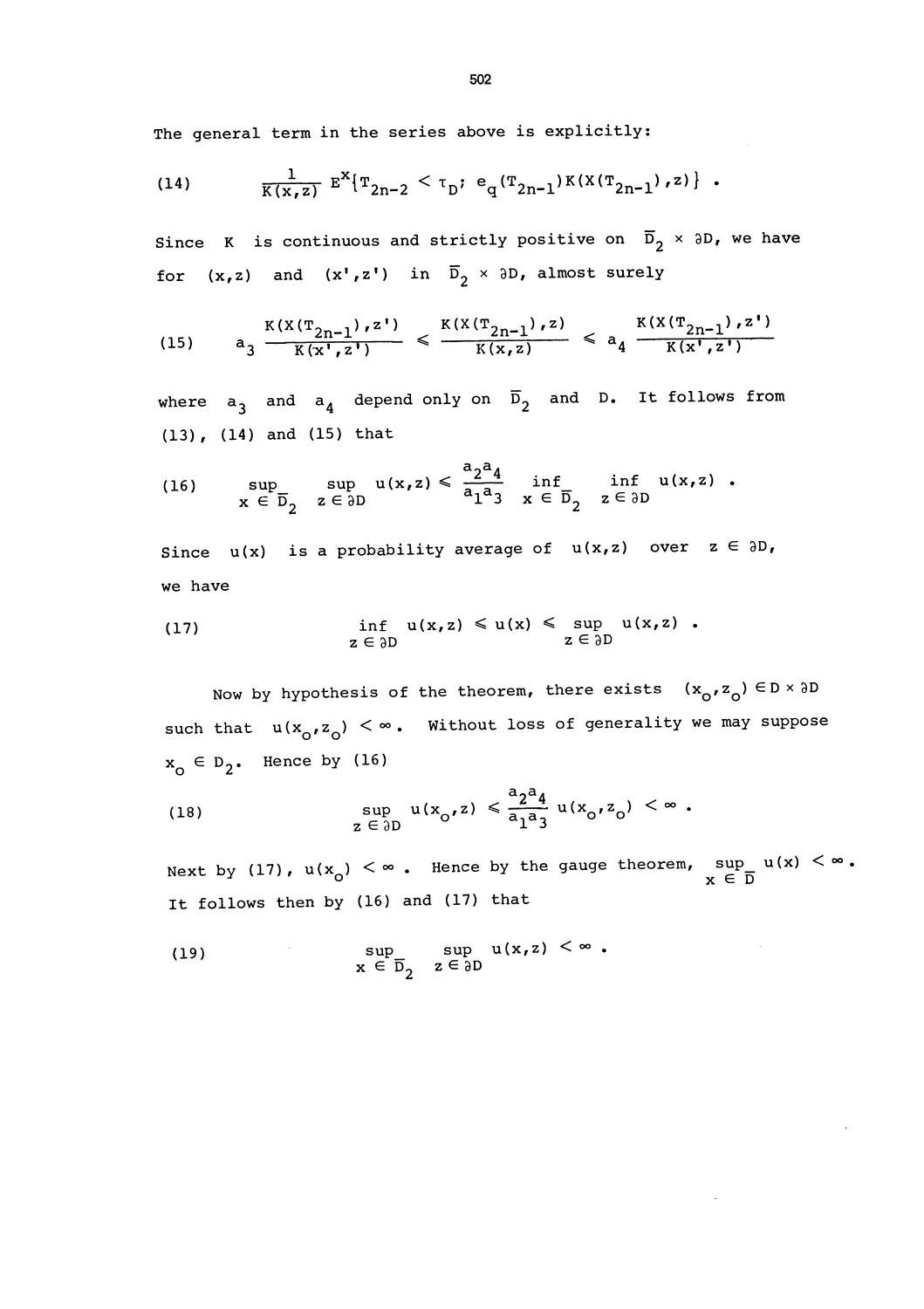The general term in the series above is explicitly:

$$\text{(14)} \qquad \frac{1}{K(x,z)} E^x\{T_{2n-2} < \tau_D;\ e_q(T_{2n-1})K(X(T_{2n-1}),z)\} .$$

Since $K$ is continuous and strictly positive on $\overline{D}_2 \times \partial D$, we have for $(x,z)$ and $(x',z')$ in $\overline{D}_2 \times \partial D$, almost surely

$$\text{(15)} \qquad a_3 \frac{K(X(T_{2n-1}),z')}{K(x',z')} \leqslant \frac{K(X(T_{2n-1}),z)}{K(x,z)} \leqslant a_4 \frac{K(X(T_{2n-1}),z')}{K(x',z')}$$

where $a_3$ and $a_4$ depend only on $\overline{D}_2$ and $D$. It follows from (13), (14) and (15) that

$$\text{(16)} \qquad \sup_{x \in \overline{D}_2} \sup_{z \in \partial D} u(x,z) \leqslant \frac{a_2 a_4}{a_1 a_3} \inf_{x \in \overline{D}_2} \inf_{z \in \partial D} u(x,z) .$$

Since $u(x)$ is a probability average of $u(x,z)$ over $z \in \partial D$, we have

$$\text{(17)} \qquad \inf_{z \in \partial D} u(x,z) \leqslant u(x) \leqslant \sup_{z \in \partial D} u(x,z) .$$

Now by hypothesis of the theorem, there exists $(x_o,z_o) \in D \times \partial D$ such that $u(x_o,z_o) < \infty$. Without loss of generality we may suppose $x_o \in D_2$. Hence by (16)

$$\text{(18)} \qquad \sup_{z \in \partial D} u(x_o,z) \leqslant \frac{a_2 a_4}{a_1 a_3} u(x_o,z_o) < \infty .$$

Next by (17), $u(x_o) < \infty$. Hence by the gauge theorem, $\sup_{x \in \overline{D}} u(x) < \infty$. It follows then by (16) and (17) that

$$\text{(19)} \qquad \sup_{x \in \overline{D}_2} \sup_{z \in \partial D} u(x,z) < \infty .$$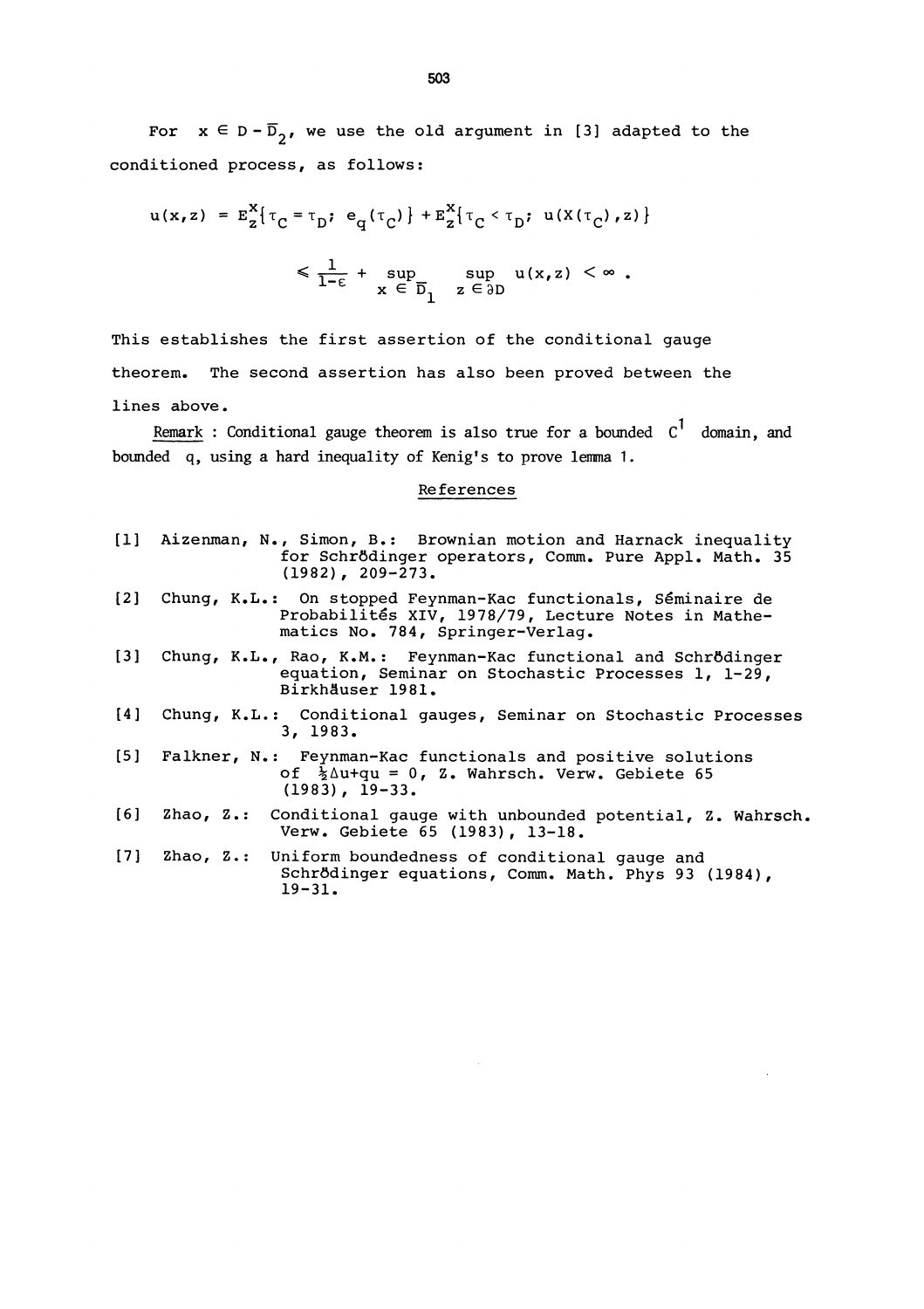For $x \in D - \overline{D}_2$, we use the old argument in [3] adapted to the conditioned process, as follows:

$$u(x,z) = E_z^x\{\tau_C = \tau_D;\ e_q(\tau_C)\} + E_z^x\{\tau_C < \tau_D;\ u(X(\tau_C),z)\}$$

$$\leqslant \frac{1}{1-\varepsilon} + \sup_{x \in \overline{D}_1} \sup_{z \in \partial D} u(x,z) < \infty .$$

This establishes the first assertion of the conditional gauge theorem. The second assertion has also been proved between the lines above.

Remark : Conditional gauge theorem is also true for a bounded $C^1$ domain, and bounded $q$, using a hard inequality of Kenig's to prove lemma 1.

## References

[1] Aizenman, N., Simon, B.: Brownian motion and Harnack inequality for Schrödinger operators, Comm. Pure Appl. Math. 35 (1982), 209-273.

[2] Chung, K.L.: On stopped Feynman-Kac functionals, Séminaire de Probabilités XIV, 1978/79, Lecture Notes in Mathematics No. 784, Springer-Verlag.

[3] Chung, K.L., Rao, K.M.: Feynman-Kac functional and Schrödinger equation, Seminar on Stochastic Processes 1, 1-29, Birkhäuser 1981.

[4] Chung, K.L.: Conditional gauges, Seminar on Stochastic Processes 3, 1983.

[5] Falkner, N.: Feynman-Kac functionals and positive solutions of $\frac{1}{2}\Delta u+qu = 0$, Z. Wahrsch. Verw. Gebiete 65 (1983), 19-33.

[6] Zhao, Z.: Conditional gauge with unbounded potential, Z. Wahrsch. Verw. Gebiete 65 (1983), 13-18.

[7] Zhao, Z.: Uniform boundedness of conditional gauge and Schrödinger equations, Comm. Math. Phys 93 (1984), 19-31.